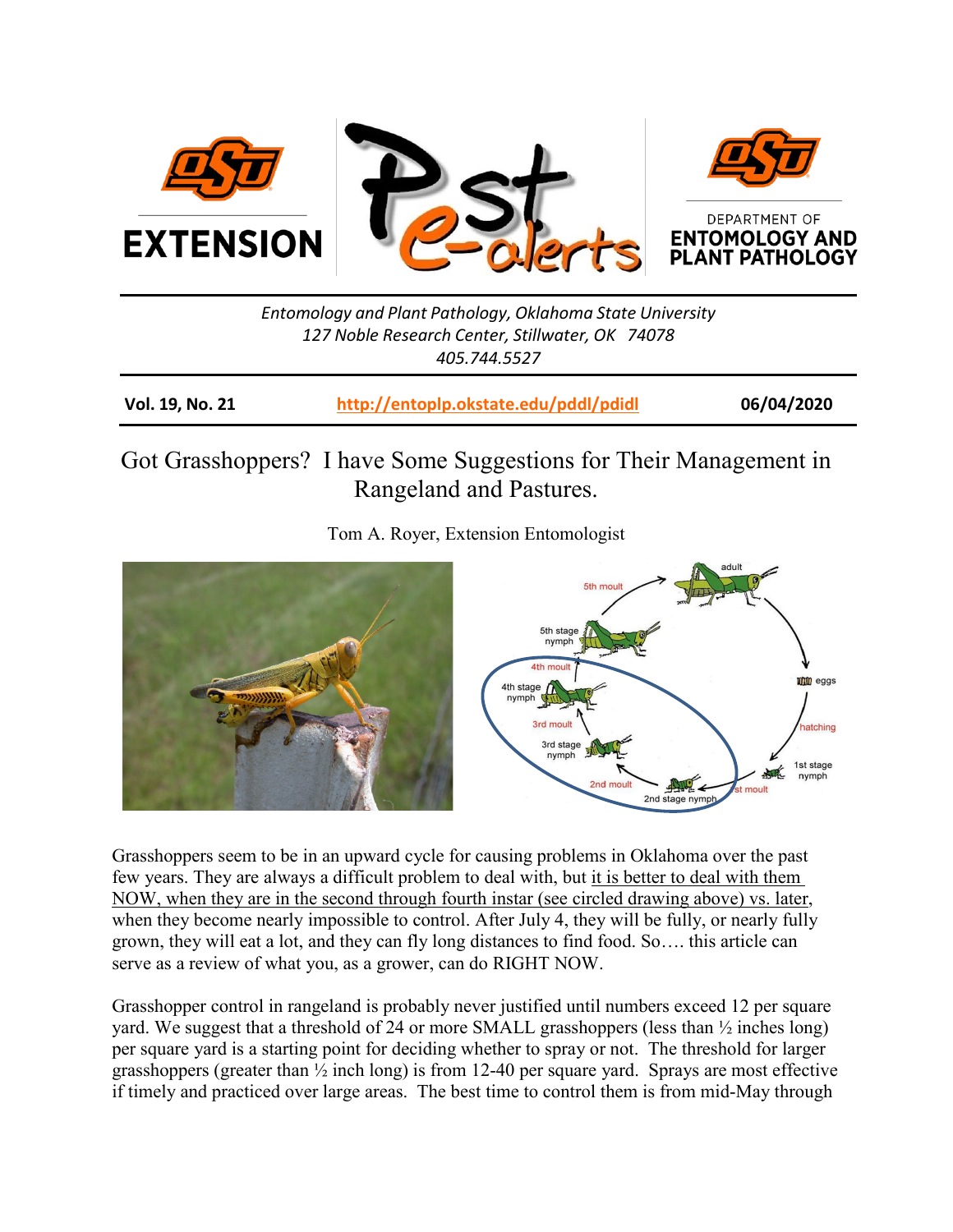EXTENSION

DEPARTMENT OF ENTOMOLOGY AND PLANT PATHOLOGY

*Entomology and Plant Pathology, Oklahoma State University*
*127 Noble Research Center, Stillwater, OK 74078*
*405.744.5527*

| **Vol. 19, No. 21** | **http://entoplp.okstate.edu/pddl/pdidl** | **06/04/2020** |
|---|---|---|

# Got Grasshoppers? I have Some Suggestions for Their Management in Rangeland and Pastures.

Tom A. Royer, Extension Entomologist

Grasshoppers seem to be in an upward cycle for causing problems in Oklahoma over the past few years. They are always a difficult problem to deal with, but it is better to deal with them NOW, when they are in the second through fourth instar (see circled drawing above) vs. later, when they become nearly impossible to control. After July 4, they will be fully, or nearly fully grown, they will eat a lot, and they can fly long distances to find food. So…. this article can serve as a review of what you, as a grower, can do RIGHT NOW.

Grasshopper control in rangeland is probably never justified until numbers exceed 12 per square yard. We suggest that a threshold of 24 or more SMALL grasshoppers (less than ½ inches long) per square yard is a starting point for deciding whether to spray or not. The threshold for larger grasshoppers (greater than ½ inch long) is from 12-40 per square yard. Sprays are most effective if timely and practiced over large areas. The best time to control them is from mid-May through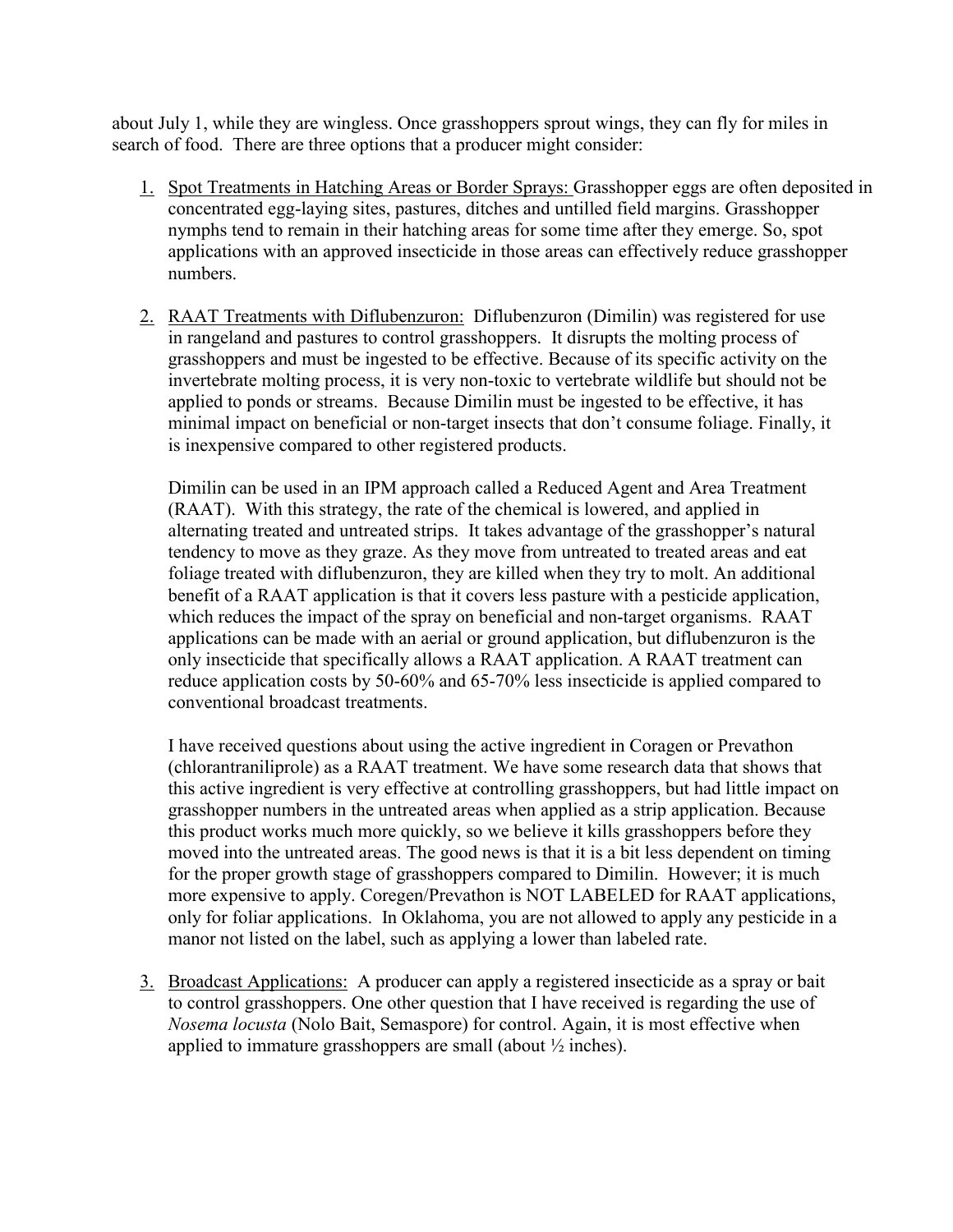about July 1, while they are wingless. Once grasshoppers sprout wings, they can fly for miles in search of food. There are three options that a producer might consider:

1. Spot Treatments in Hatching Areas or Border Sprays: Grasshopper eggs are often deposited in concentrated egg-laying sites, pastures, ditches and untilled field margins. Grasshopper nymphs tend to remain in their hatching areas for some time after they emerge. So, spot applications with an approved insecticide in those areas can effectively reduce grasshopper numbers.

2. RAAT Treatments with Diflubenzuron: Diflubenzuron (Dimilin) was registered for use in rangeland and pastures to control grasshoppers. It disrupts the molting process of grasshoppers and must be ingested to be effective. Because of its specific activity on the invertebrate molting process, it is very non-toxic to vertebrate wildlife but should not be applied to ponds or streams. Because Dimilin must be ingested to be effective, it has minimal impact on beneficial or non-target insects that don't consume foliage. Finally, it is inexpensive compared to other registered products.

   Dimilin can be used in an IPM approach called a Reduced Agent and Area Treatment (RAAT). With this strategy, the rate of the chemical is lowered, and applied in alternating treated and untreated strips. It takes advantage of the grasshopper's natural tendency to move as they graze. As they move from untreated to treated areas and eat foliage treated with diflubenzuron, they are killed when they try to molt. An additional benefit of a RAAT application is that it covers less pasture with a pesticide application, which reduces the impact of the spray on beneficial and non-target organisms. RAAT applications can be made with an aerial or ground application, but diflubenzuron is the only insecticide that specifically allows a RAAT application. A RAAT treatment can reduce application costs by 50-60% and 65-70% less insecticide is applied compared to conventional broadcast treatments.

   I have received questions about using the active ingredient in Coragen or Prevathon (chlorantraniliprole) as a RAAT treatment. We have some research data that shows that this active ingredient is very effective at controlling grasshoppers, but had little impact on grasshopper numbers in the untreated areas when applied as a strip application. Because this product works much more quickly, so we believe it kills grasshoppers before they moved into the untreated areas. The good news is that it is a bit less dependent on timing for the proper growth stage of grasshoppers compared to Dimilin. However; it is much more expensive to apply. Coregen/Prevathon is NOT LABELED for RAAT applications, only for foliar applications. In Oklahoma, you are not allowed to apply any pesticide in a manor not listed on the label, such as applying a lower than labeled rate.

3. Broadcast Applications: A producer can apply a registered insecticide as a spray or bait to control grasshoppers. One other question that I have received is regarding the use of *Nosema locusta* (Nolo Bait, Semaspore) for control. Again, it is most effective when applied to immature grasshoppers are small (about ½ inches).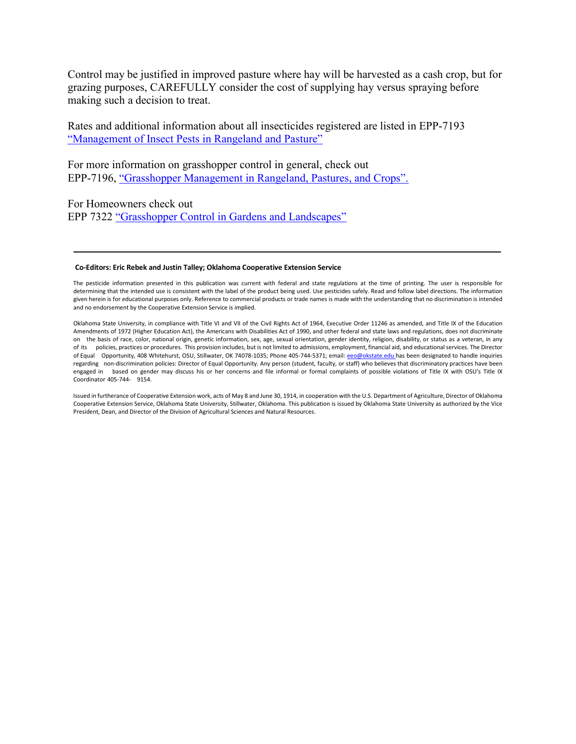Control may be justified in improved pasture where hay will be harvested as a cash crop, but for grazing purposes, CAREFULLY consider the cost of supplying hay versus spraying before making such a decision to treat.

Rates and additional information about all insecticides registered are listed in EPP-7193 "Management of Insect Pests in Rangeland and Pasture"

For more information on grasshopper control in general, check out EPP-7196, "Grasshopper Management in Rangeland, Pastures, and Crops".

For Homeowners check out EPP 7322 "Grasshopper Control in Gardens and Landscapes"

---

**Co-Editors: Eric Rebek and Justin Talley; Oklahoma Cooperative Extension Service**

The pesticide information presented in this publication was current with federal and state regulations at the time of printing. The user is responsible for determining that the intended use is consistent with the label of the product being used. Use pesticides safely. Read and follow label directions. The information given herein is for educational purposes only. Reference to commercial products or trade names is made with the understanding that no discrimination is intended and no endorsement by the Cooperative Extension Service is implied.

Oklahoma State University, in compliance with Title VI and VII of the Civil Rights Act of 1964, Executive Order 11246 as amended, and Title IX of the Education Amendments of 1972 (Higher Education Act), the Americans with Disabilities Act of 1990, and other federal and state laws and regulations, does not discriminate on the basis of race, color, national origin, genetic information, sex, age, sexual orientation, gender identity, religion, disability, or status as a veteran, in any of its policies, practices or procedures. This provision includes, but is not limited to admissions, employment, financial aid, and educational services. The Director of Equal Opportunity, 408 Whitehurst, OSU, Stillwater, OK 74078-1035; Phone 405-744-5371; email: eeo@okstate.edu has been designated to handle inquiries regarding non-discrimination policies: Director of Equal Opportunity. Any person (student, faculty, or staff) who believes that discriminatory practices have been engaged in based on gender may discuss his or her concerns and file informal or formal complaints of possible violations of Title IX with OSU's Title IX Coordinator 405-744- 9154.

Issued in furtherance of Cooperative Extension work, acts of May 8 and June 30, 1914, in cooperation with the U.S. Department of Agriculture, Director of Oklahoma Cooperative Extension Service, Oklahoma State University, Stillwater, Oklahoma. This publication is issued by Oklahoma State University as authorized by the Vice President, Dean, and Director of the Division of Agricultural Sciences and Natural Resources.